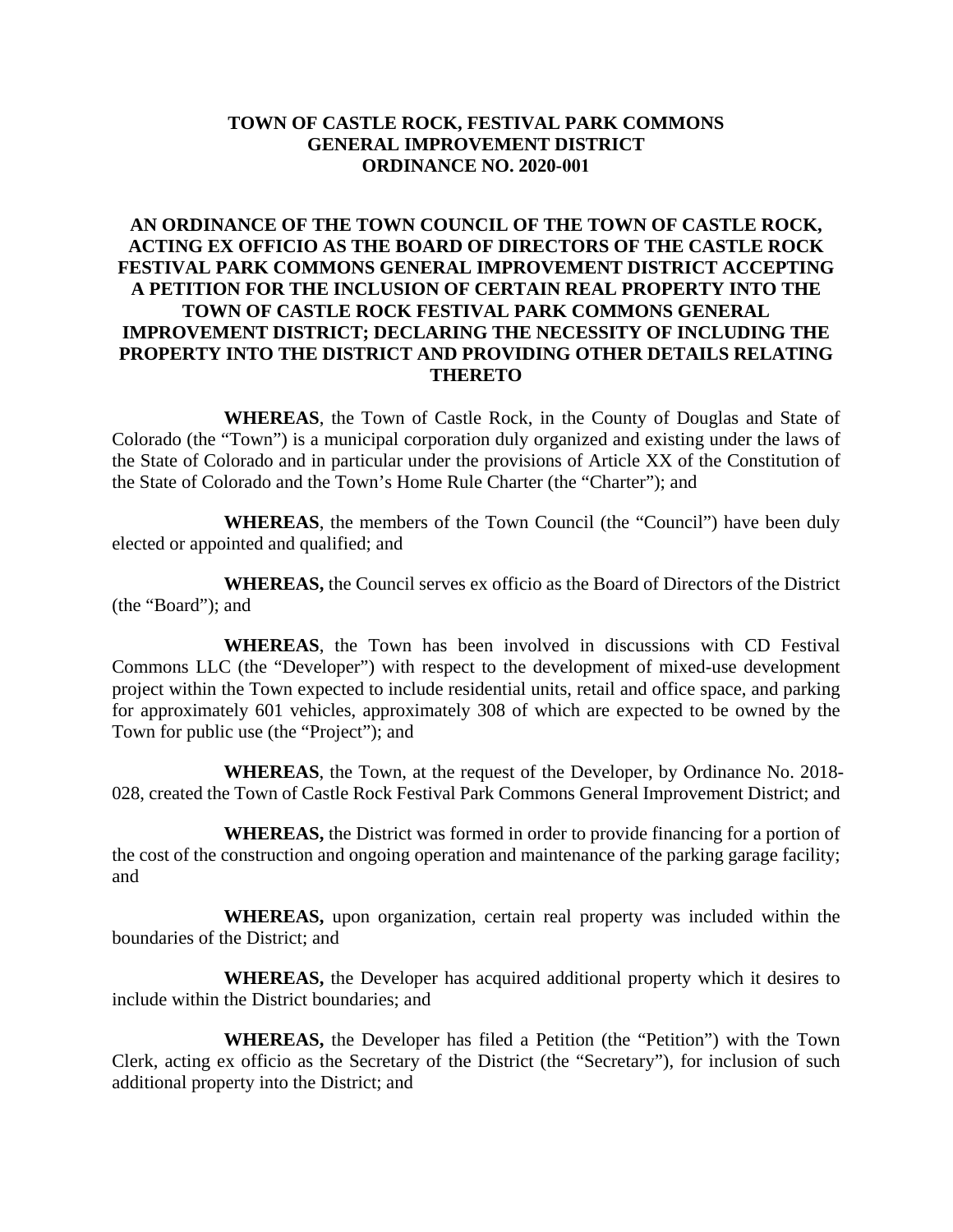# TOWN OF CASTLE ROCK, FESTIVAL PARK COMMONS GENERAL IMPROVEMENT DISTRICT ORDINANCE NO. 2020-001

## AN ORDINANCE OF THE TOWN COUNCIL OF THE TOWN OF CASTLE ROCK, ACTING EX OFFICIO AS THE BOARD OF DIRECTORS OF THE CASTLE ROCK FESTIVAL PARK COMMONS GENERAL IMPROVEMENT DISTRICT ACCEPTING A PETITION FOR THE INCLUSION OF CERTAIN REAL PROPERTY INTO THE TOWN OF CASTLE ROCK FESTIVAL PARK COMMONS GENERAL IMPROVEMENT DISTRICT; DECLARING THE NECESSITY OF INCLUDING THE PROPERTY INTO THE DISTRICT AND PROVIDING OTHER DETAILS RELATING THERETO

**WHEREAS**, the Town of Castle Rock, in the County of Douglas and State of Colorado (the "Town") is a municipal corporation duly organized and existing under the laws of the State of Colorado and in particular under the provisions of Article XX of the Constitution of the State of Colorado and the Town's Home Rule Charter (the "Charter"); and

**WHEREAS**, the members of the Town Council (the "Council") have been duly elected or appointed and qualified; and

**WHEREAS,** the Council serves ex officio as the Board of Directors of the District (the "Board"); and

**WHEREAS**, the Town has been involved in discussions with CD Festival Commons LLC (the "Developer") with respect to the development of mixed-use development project within the Town expected to include residential units, retail and office space, and parking for approximately 601 vehicles, approximately 308 of which are expected to be owned by the Town for public use (the "Project"); and

**WHEREAS**, the Town, at the request of the Developer, by Ordinance No. 2018-028, created the Town of Castle Rock Festival Park Commons General Improvement District; and

**WHEREAS,** the District was formed in order to provide financing for a portion of the cost of the construction and ongoing operation and maintenance of the parking garage facility; and

**WHEREAS,** upon organization, certain real property was included within the boundaries of the District; and

**WHEREAS,** the Developer has acquired additional property which it desires to include within the District boundaries; and

**WHEREAS,** the Developer has filed a Petition (the "Petition") with the Town Clerk, acting ex officio as the Secretary of the District (the "Secretary"), for inclusion of such additional property into the District; and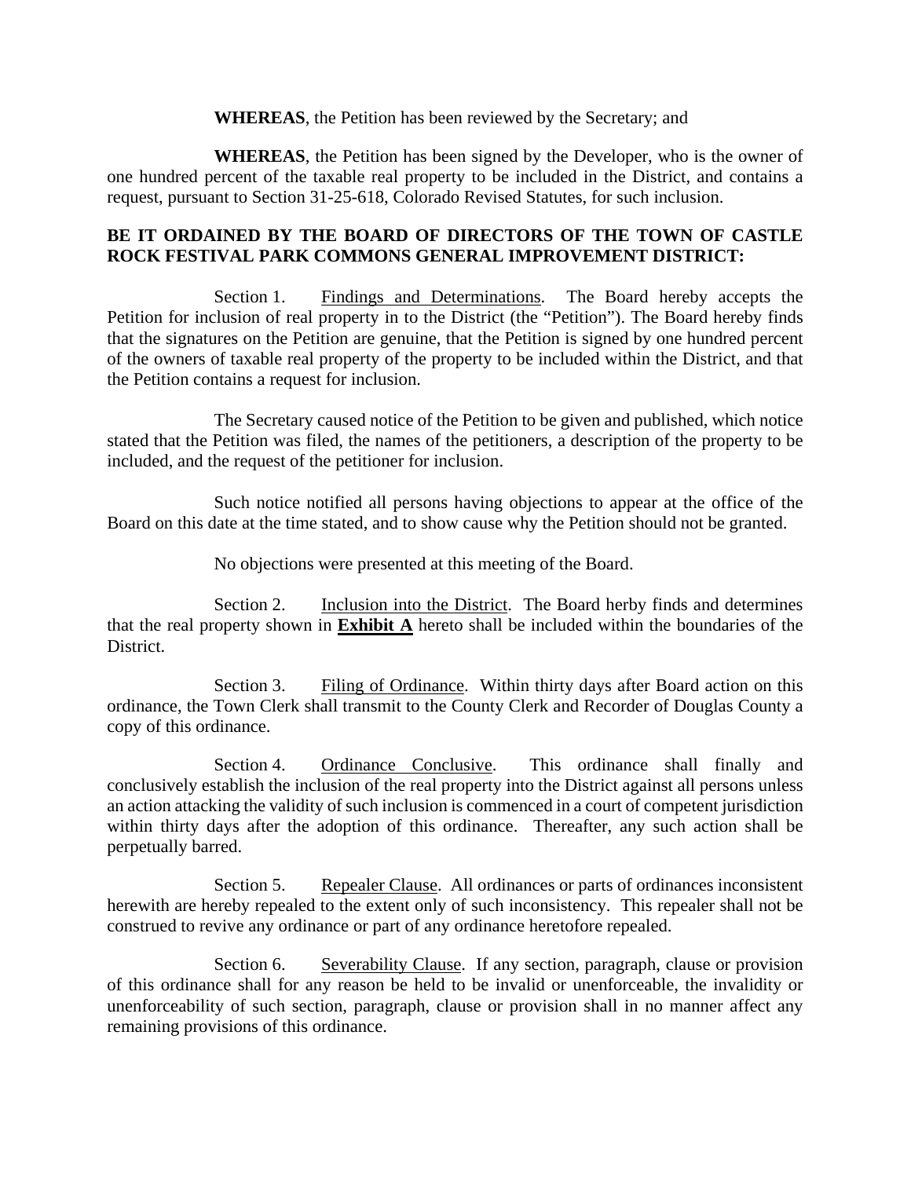**WHEREAS**, the Petition has been reviewed by the Secretary; and

**WHEREAS**, the Petition has been signed by the Developer, who is the owner of one hundred percent of the taxable real property to be included in the District, and contains a request, pursuant to Section 31-25-618, Colorado Revised Statutes, for such inclusion.

**BE IT ORDAINED BY THE BOARD OF DIRECTORS OF THE TOWN OF CASTLE ROCK FESTIVAL PARK COMMONS GENERAL IMPROVEMENT DISTRICT:**

Section 1. Findings and Determinations. The Board hereby accepts the Petition for inclusion of real property in to the District (the "Petition"). The Board hereby finds that the signatures on the Petition are genuine, that the Petition is signed by one hundred percent of the owners of taxable real property of the property to be included within the District, and that the Petition contains a request for inclusion.

The Secretary caused notice of the Petition to be given and published, which notice stated that the Petition was filed, the names of the petitioners, a description of the property to be included, and the request of the petitioner for inclusion.

Such notice notified all persons having objections to appear at the office of the Board on this date at the time stated, and to show cause why the Petition should not be granted.

No objections were presented at this meeting of the Board.

Section 2. Inclusion into the District. The Board herby finds and determines that the real property shown in **Exhibit A** hereto shall be included within the boundaries of the District.

Section 3. Filing of Ordinance. Within thirty days after Board action on this ordinance, the Town Clerk shall transmit to the County Clerk and Recorder of Douglas County a copy of this ordinance.

Section 4. Ordinance Conclusive. This ordinance shall finally and conclusively establish the inclusion of the real property into the District against all persons unless an action attacking the validity of such inclusion is commenced in a court of competent jurisdiction within thirty days after the adoption of this ordinance. Thereafter, any such action shall be perpetually barred.

Section 5. Repealer Clause. All ordinances or parts of ordinances inconsistent herewith are hereby repealed to the extent only of such inconsistency. This repealer shall not be construed to revive any ordinance or part of any ordinance heretofore repealed.

Section 6. Severability Clause. If any section, paragraph, clause or provision of this ordinance shall for any reason be held to be invalid or unenforceable, the invalidity or unenforceability of such section, paragraph, clause or provision shall in no manner affect any remaining provisions of this ordinance.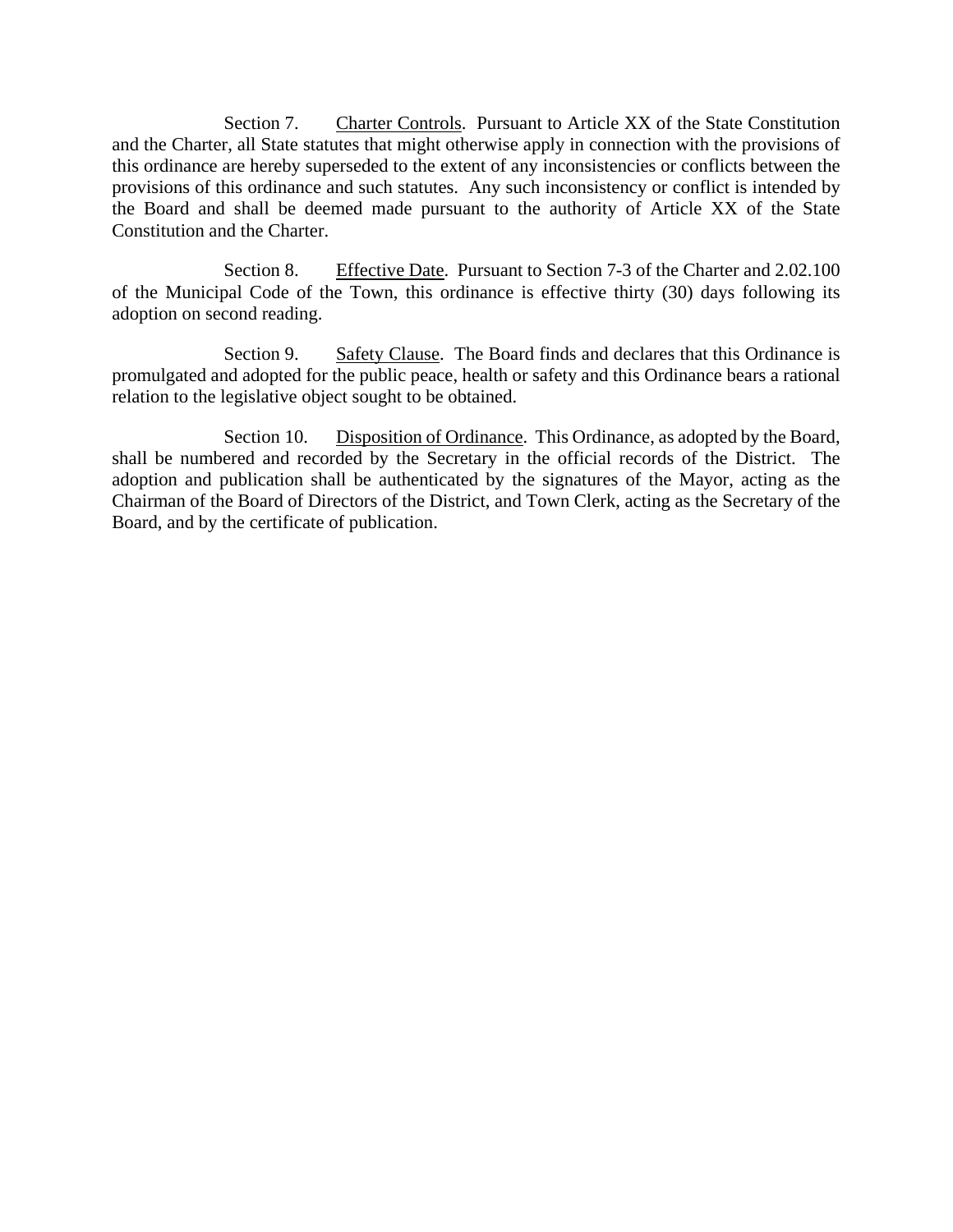Section 7. <u>Charter Controls</u>. Pursuant to Article XX of the State Constitution and the Charter, all State statutes that might otherwise apply in connection with the provisions of this ordinance are hereby superseded to the extent of any inconsistencies or conflicts between the provisions of this ordinance and such statutes. Any such inconsistency or conflict is intended by the Board and shall be deemed made pursuant to the authority of Article XX of the State Constitution and the Charter.

Section 8. <u>Effective Date</u>. Pursuant to Section 7-3 of the Charter and 2.02.100 of the Municipal Code of the Town, this ordinance is effective thirty (30) days following its adoption on second reading.

Section 9. <u>Safety Clause</u>. The Board finds and declares that this Ordinance is promulgated and adopted for the public peace, health or safety and this Ordinance bears a rational relation to the legislative object sought to be obtained.

Section 10. <u>Disposition of Ordinance</u>. This Ordinance, as adopted by the Board, shall be numbered and recorded by the Secretary in the official records of the District. The adoption and publication shall be authenticated by the signatures of the Mayor, acting as the Chairman of the Board of Directors of the District, and Town Clerk, acting as the Secretary of the Board, and by the certificate of publication.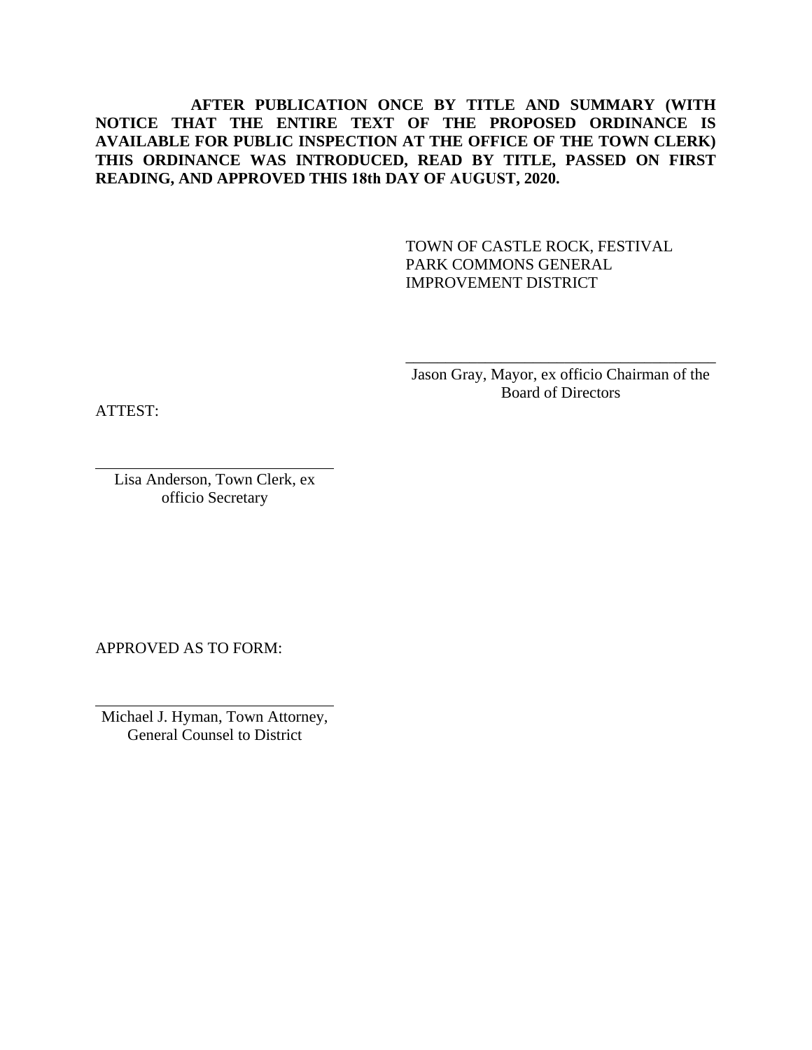**AFTER PUBLICATION ONCE BY TITLE AND SUMMARY (WITH NOTICE THAT THE ENTIRE TEXT OF THE PROPOSED ORDINANCE IS AVAILABLE FOR PUBLIC INSPECTION AT THE OFFICE OF THE TOWN CLERK) THIS ORDINANCE WAS INTRODUCED, READ BY TITLE, PASSED ON FIRST READING, AND APPROVED THIS 18th DAY OF AUGUST, 2020.**

TOWN OF CASTLE ROCK, FESTIVAL PARK COMMONS GENERAL IMPROVEMENT DISTRICT

\_\_\_\_\_\_\_\_\_\_\_\_\_\_\_\_\_\_\_\_\_\_\_\_\_\_\_\_\_\_\_\_\_\_\_\_\_\_\_\_
Jason Gray, Mayor, ex officio Chairman of the Board of Directors

ATTEST:

\_\_\_\_\_\_\_\_\_\_\_\_\_\_\_\_\_\_\_\_\_\_\_\_\_\_\_\_\_\_
Lisa Anderson, Town Clerk, ex officio Secretary

APPROVED AS TO FORM:

\_\_\_\_\_\_\_\_\_\_\_\_\_\_\_\_\_\_\_\_\_\_\_\_\_\_\_\_\_\_
Michael J. Hyman, Town Attorney, General Counsel to District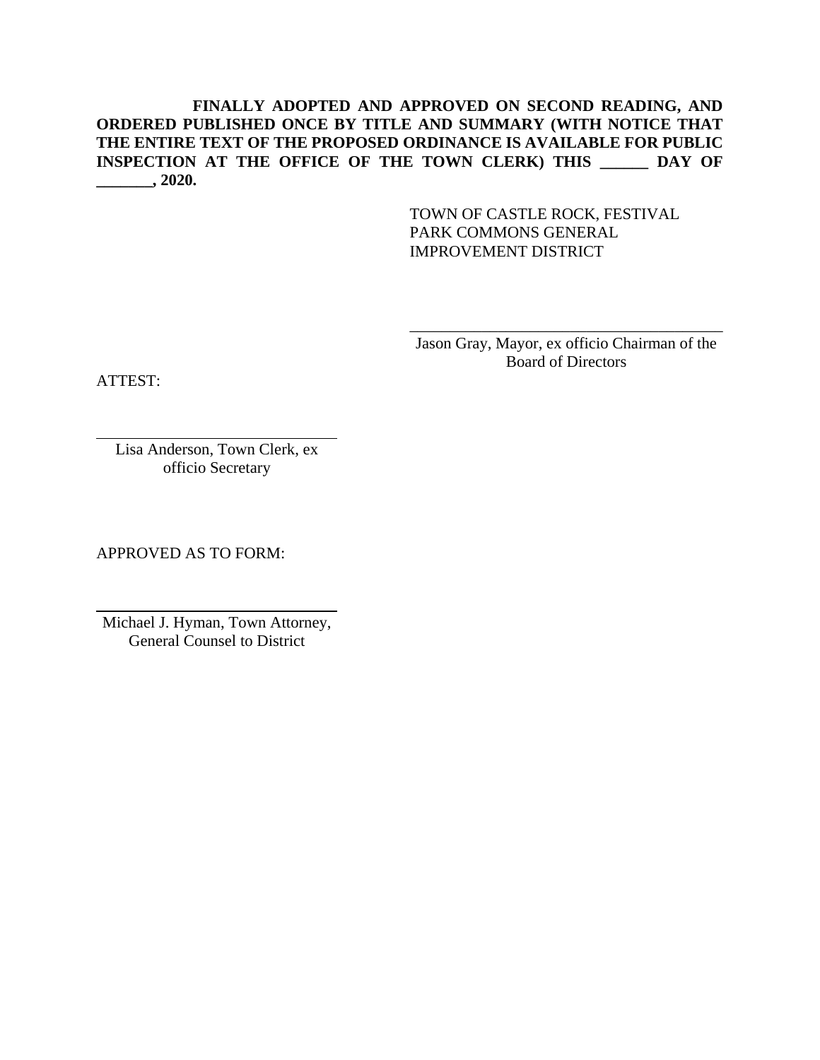**FINALLY ADOPTED AND APPROVED ON SECOND READING, AND ORDERED PUBLISHED ONCE BY TITLE AND SUMMARY (WITH NOTICE THAT THE ENTIRE TEXT OF THE PROPOSED ORDINANCE IS AVAILABLE FOR PUBLIC INSPECTION AT THE OFFICE OF THE TOWN CLERK) THIS ______ DAY OF _______, 2020.**

TOWN OF CASTLE ROCK, FESTIVAL PARK COMMONS GENERAL IMPROVEMENT DISTRICT

________________________________________
Jason Gray, Mayor, ex officio Chairman of the Board of Directors

ATTEST:

______________________________
Lisa Anderson, Town Clerk, ex officio Secretary

APPROVED AS TO FORM:

______________________________
Michael J. Hyman, Town Attorney, General Counsel to District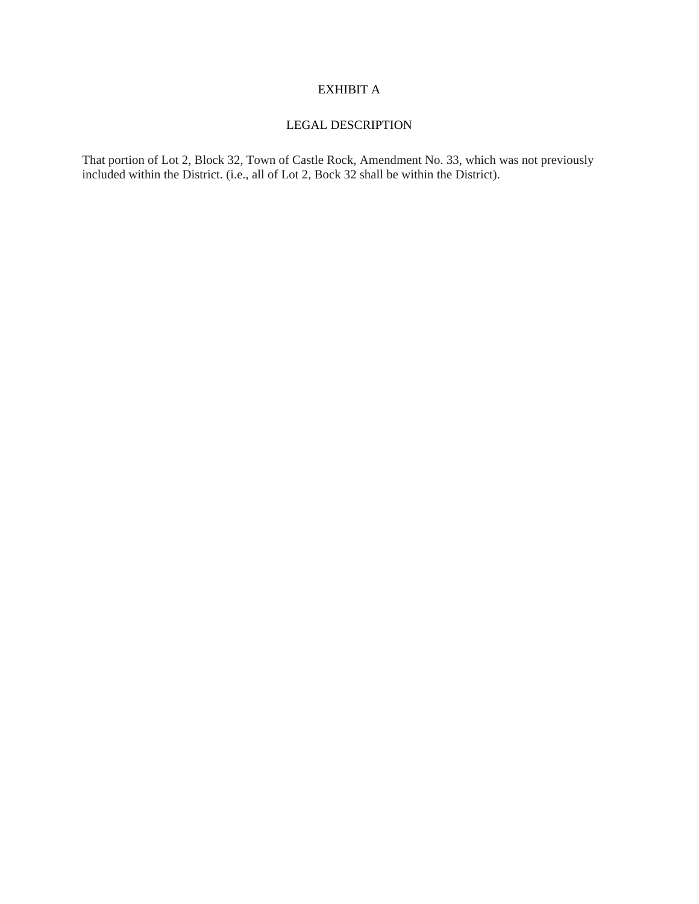# EXHIBIT A

## LEGAL DESCRIPTION

That portion of Lot 2, Block 32, Town of Castle Rock, Amendment No. 33, which was not previously included within the District. (i.e., all of Lot 2, Bock 32 shall be within the District).